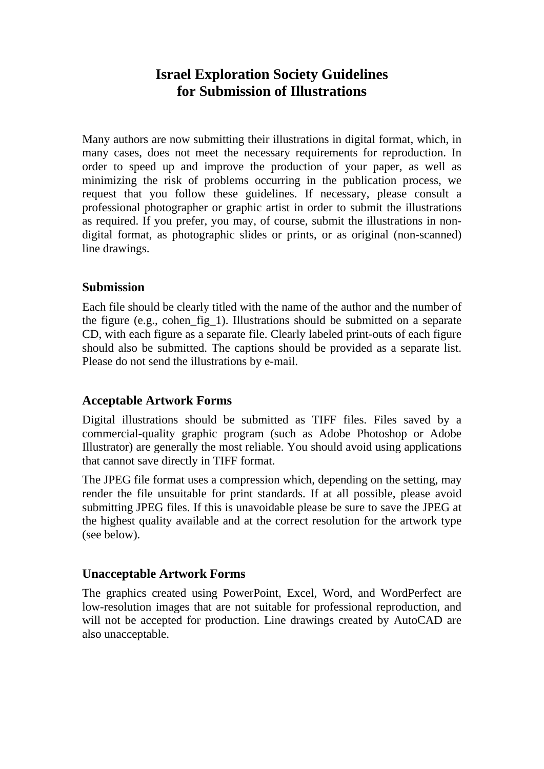# Israel Exploration Society Guidelines for Submission of Illustrations

Many authors are now submitting their illustrations in digital format, which, in many cases, does not meet the necessary requirements for reproduction. In order to speed up and improve the production of your paper, as well as minimizing the risk of problems occurring in the publication process, we request that you follow these guidelines. If necessary, please consult a professional photographer or graphic artist in order to submit the illustrations as required. If you prefer, you may, of course, submit the illustrations in non-digital format, as photographic slides or prints, or as original (non-scanned) line drawings.

## Submission

Each file should be clearly titled with the name of the author and the number of the figure (e.g., cohen_fig_1). Illustrations should be submitted on a separate CD, with each figure as a separate file. Clearly labeled print-outs of each figure should also be submitted. The captions should be provided as a separate list. Please do not send the illustrations by e-mail.

## Acceptable Artwork Forms

Digital illustrations should be submitted as TIFF files. Files saved by a commercial-quality graphic program (such as Adobe Photoshop or Adobe Illustrator) are generally the most reliable. You should avoid using applications that cannot save directly in TIFF format.

The JPEG file format uses a compression which, depending on the setting, may render the file unsuitable for print standards. If at all possible, please avoid submitting JPEG files. If this is unavoidable please be sure to save the JPEG at the highest quality available and at the correct resolution for the artwork type (see below).

## Unacceptable Artwork Forms

The graphics created using PowerPoint, Excel, Word, and WordPerfect are low-resolution images that are not suitable for professional reproduction, and will not be accepted for production. Line drawings created by AutoCAD are also unacceptable.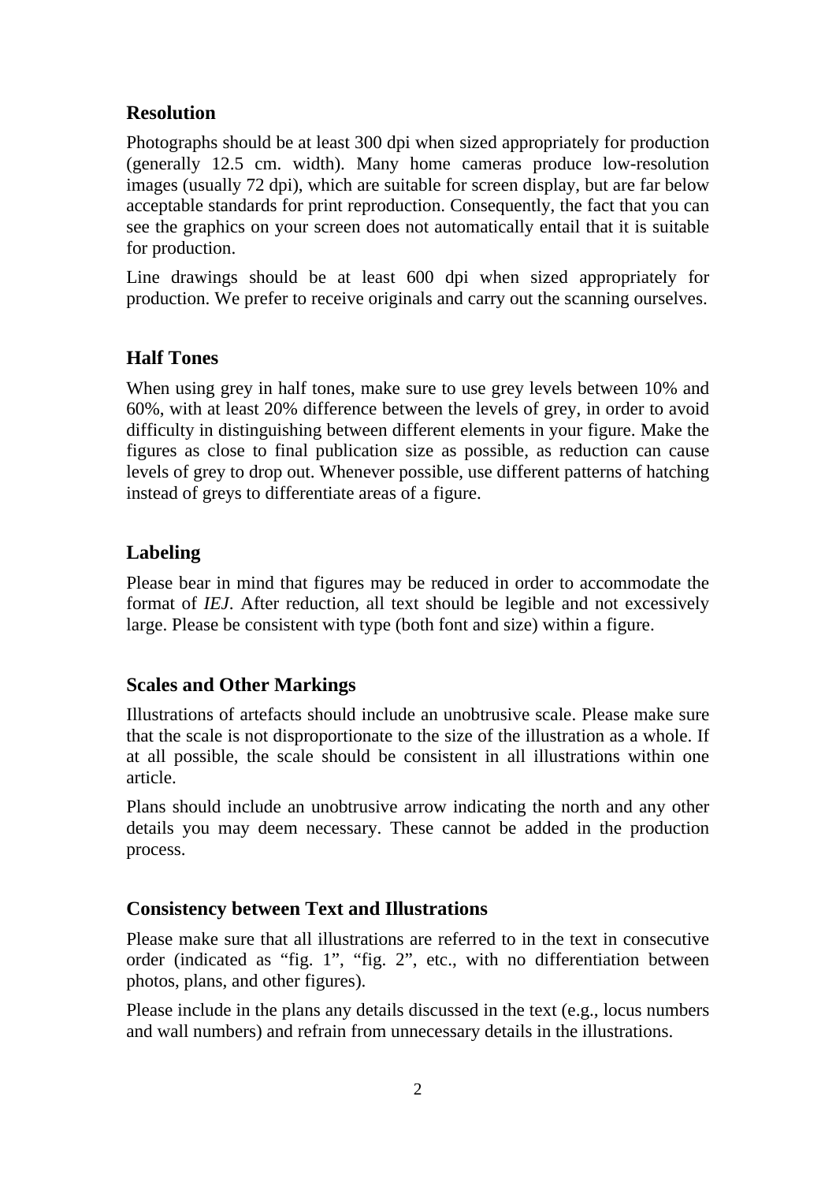## Resolution

Photographs should be at least 300 dpi when sized appropriately for production (generally 12.5 cm. width). Many home cameras produce low-resolution images (usually 72 dpi), which are suitable for screen display, but are far below acceptable standards for print reproduction. Consequently, the fact that you can see the graphics on your screen does not automatically entail that it is suitable for production.

Line drawings should be at least 600 dpi when sized appropriately for production. We prefer to receive originals and carry out the scanning ourselves.

## Half Tones

When using grey in half tones, make sure to use grey levels between 10% and 60%, with at least 20% difference between the levels of grey, in order to avoid difficulty in distinguishing between different elements in your figure. Make the figures as close to final publication size as possible, as reduction can cause levels of grey to drop out. Whenever possible, use different patterns of hatching instead of greys to differentiate areas of a figure.

## Labeling

Please bear in mind that figures may be reduced in order to accommodate the format of *IEJ*. After reduction, all text should be legible and not excessively large. Please be consistent with type (both font and size) within a figure.

## Scales and Other Markings

Illustrations of artefacts should include an unobtrusive scale. Please make sure that the scale is not disproportionate to the size of the illustration as a whole. If at all possible, the scale should be consistent in all illustrations within one article.

Plans should include an unobtrusive arrow indicating the north and any other details you may deem necessary. These cannot be added in the production process.

## Consistency between Text and Illustrations

Please make sure that all illustrations are referred to in the text in consecutive order (indicated as “fig. 1”, “fig. 2”, etc., with no differentiation between photos, plans, and other figures).

Please include in the plans any details discussed in the text (e.g., locus numbers and wall numbers) and refrain from unnecessary details in the illustrations.